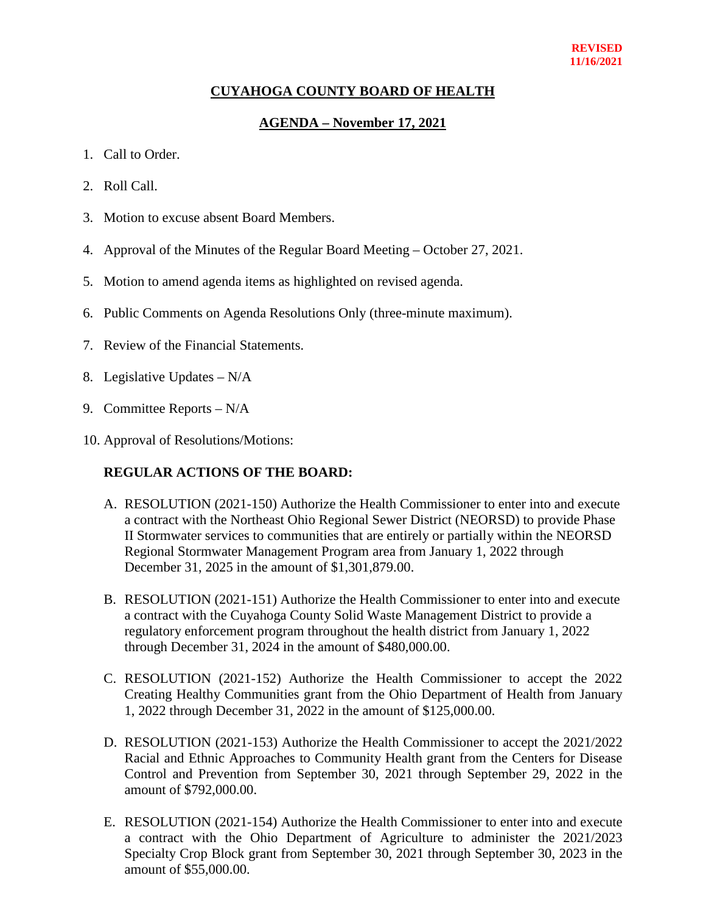**REVISED**
**11/16/2021**

# CUYAHOGA COUNTY BOARD OF HEALTH

## AGENDA – November 17, 2021

1. Call to Order.
2. Roll Call.
3. Motion to excuse absent Board Members.
4. Approval of the Minutes of the Regular Board Meeting – October 27, 2021.
5. Motion to amend agenda items as highlighted on revised agenda.
6. Public Comments on Agenda Resolutions Only (three-minute maximum).
7. Review of the Financial Statements.
8. Legislative Updates – N/A
9. Committee Reports – N/A
10. Approval of Resolutions/Motions:

**REGULAR ACTIONS OF THE BOARD:**

A. RESOLUTION (2021-150) Authorize the Health Commissioner to enter into and execute a contract with the Northeast Ohio Regional Sewer District (NEORSD) to provide Phase II Stormwater services to communities that are entirely or partially within the NEORSD Regional Stormwater Management Program area from January 1, 2022 through December 31, 2025 in the amount of $1,301,879.00.

B. RESOLUTION (2021-151) Authorize the Health Commissioner to enter into and execute a contract with the Cuyahoga County Solid Waste Management District to provide a regulatory enforcement program throughout the health district from January 1, 2022 through December 31, 2024 in the amount of $480,000.00.

C. RESOLUTION (2021-152) Authorize the Health Commissioner to accept the 2022 Creating Healthy Communities grant from the Ohio Department of Health from January 1, 2022 through December 31, 2022 in the amount of $125,000.00.

D. RESOLUTION (2021-153) Authorize the Health Commissioner to accept the 2021/2022 Racial and Ethnic Approaches to Community Health grant from the Centers for Disease Control and Prevention from September 30, 2021 through September 29, 2022 in the amount of $792,000.00.

E. RESOLUTION (2021-154) Authorize the Health Commissioner to enter into and execute a contract with the Ohio Department of Agriculture to administer the 2021/2023 Specialty Crop Block grant from September 30, 2021 through September 30, 2023 in the amount of $55,000.00.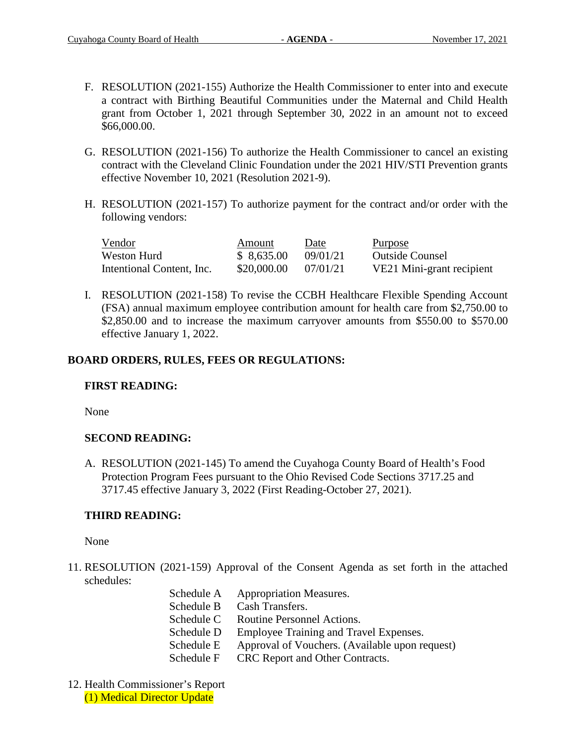F. RESOLUTION (2021-155) Authorize the Health Commissioner to enter into and execute a contract with Birthing Beautiful Communities under the Maternal and Child Health grant from October 1, 2021 through September 30, 2022 in an amount not to exceed $66,000.00.

G. RESOLUTION (2021-156) To authorize the Health Commissioner to cancel an existing contract with the Cleveland Clinic Foundation under the 2021 HIV/STI Prevention grants effective November 10, 2021 (Resolution 2021-9).

H. RESOLUTION (2021-157) To authorize payment for the contract and/or order with the following vendors:

| Vendor | Amount | Date | Purpose |
|---|---|---|---|
| Weston Hurd | $ 8,635.00 | 09/01/21 | Outside Counsel |
| Intentional Content, Inc. | $20,000.00 | 07/01/21 | VE21 Mini-grant recipient |

I. RESOLUTION (2021-158) To revise the CCBH Healthcare Flexible Spending Account (FSA) annual maximum employee contribution amount for health care from $2,750.00 to $2,850.00 and to increase the maximum carryover amounts from $550.00 to $570.00 effective January 1, 2022.

**BOARD ORDERS, RULES, FEES OR REGULATIONS:**

**FIRST READING:**

None

**SECOND READING:**

A. RESOLUTION (2021-145) To amend the Cuyahoga County Board of Health's Food Protection Program Fees pursuant to the Ohio Revised Code Sections 3717.25 and 3717.45 effective January 3, 2022 (First Reading-October 27, 2021).

**THIRD READING:**

None

11. RESOLUTION (2021-159) Approval of the Consent Agenda as set forth in the attached schedules:

| | |
|---|---|
| Schedule A | Appropriation Measures. |
| Schedule B | Cash Transfers. |
| Schedule C | Routine Personnel Actions. |
| Schedule D | Employee Training and Travel Expenses. |
| Schedule E | Approval of Vouchers. (Available upon request) |
| Schedule F | CRC Report and Other Contracts. |

12. Health Commissioner's Report
    (1) Medical Director Update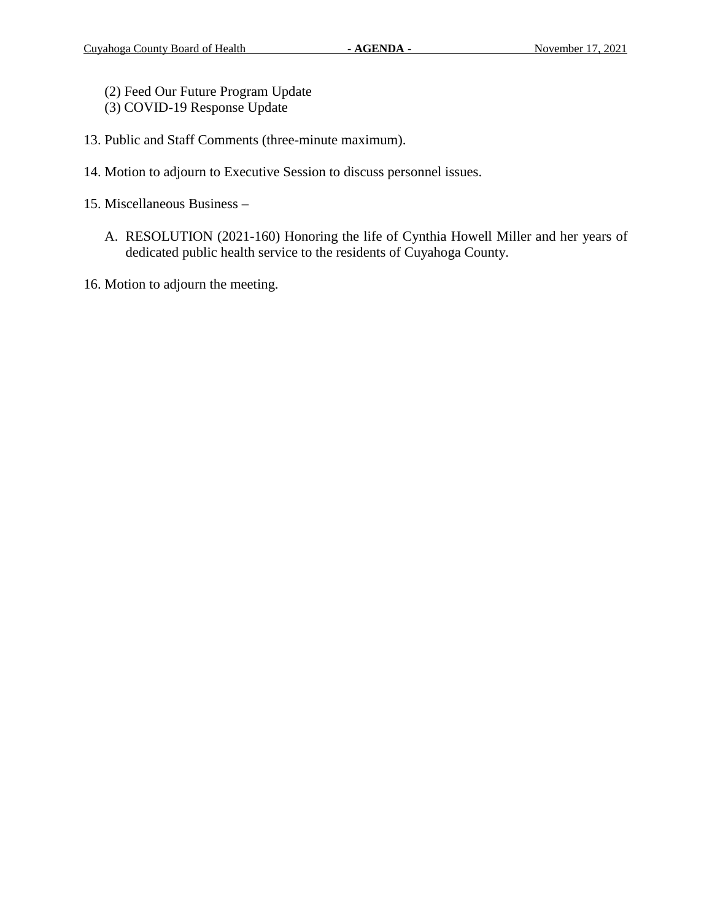(2) Feed Our Future Program Update
    (3) COVID-19 Response Update

13. Public and Staff Comments (three-minute maximum).

14. Motion to adjourn to Executive Session to discuss personnel issues.

15. Miscellaneous Business –

    A. RESOLUTION (2021-160) Honoring the life of Cynthia Howell Miller and her years of dedicated public health service to the residents of Cuyahoga County.

16. Motion to adjourn the meeting.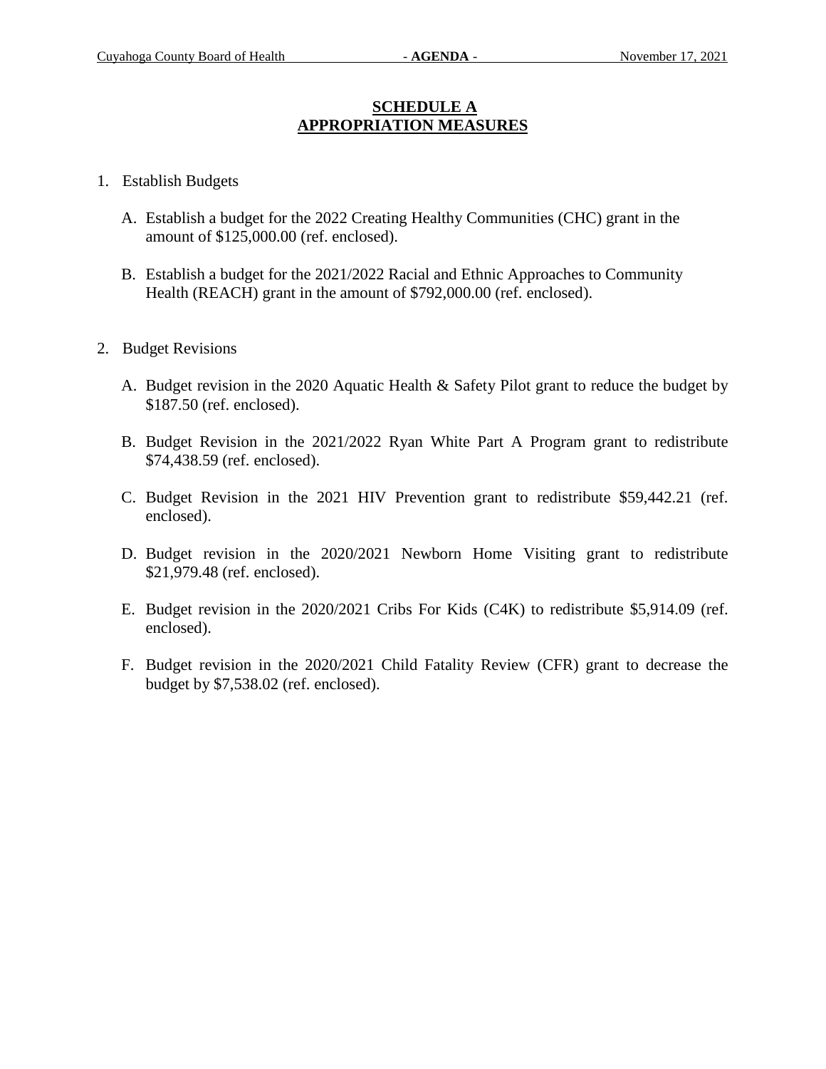# SCHEDULE A
# APPROPRIATION MEASURES

1. Establish Budgets

   A. Establish a budget for the 2022 Creating Healthy Communities (CHC) grant in the amount of $125,000.00 (ref. enclosed).

   B. Establish a budget for the 2021/2022 Racial and Ethnic Approaches to Community Health (REACH) grant in the amount of $792,000.00 (ref. enclosed).

2. Budget Revisions

   A. Budget revision in the 2020 Aquatic Health & Safety Pilot grant to reduce the budget by $187.50 (ref. enclosed).

   B. Budget Revision in the 2021/2022 Ryan White Part A Program grant to redistribute $74,438.59 (ref. enclosed).

   C. Budget Revision in the 2021 HIV Prevention grant to redistribute $59,442.21 (ref. enclosed).

   D. Budget revision in the 2020/2021 Newborn Home Visiting grant to redistribute $21,979.48 (ref. enclosed).

   E. Budget revision in the 2020/2021 Cribs For Kids (C4K) to redistribute $5,914.09 (ref. enclosed).

   F. Budget revision in the 2020/2021 Child Fatality Review (CFR) grant to decrease the budget by $7,538.02 (ref. enclosed).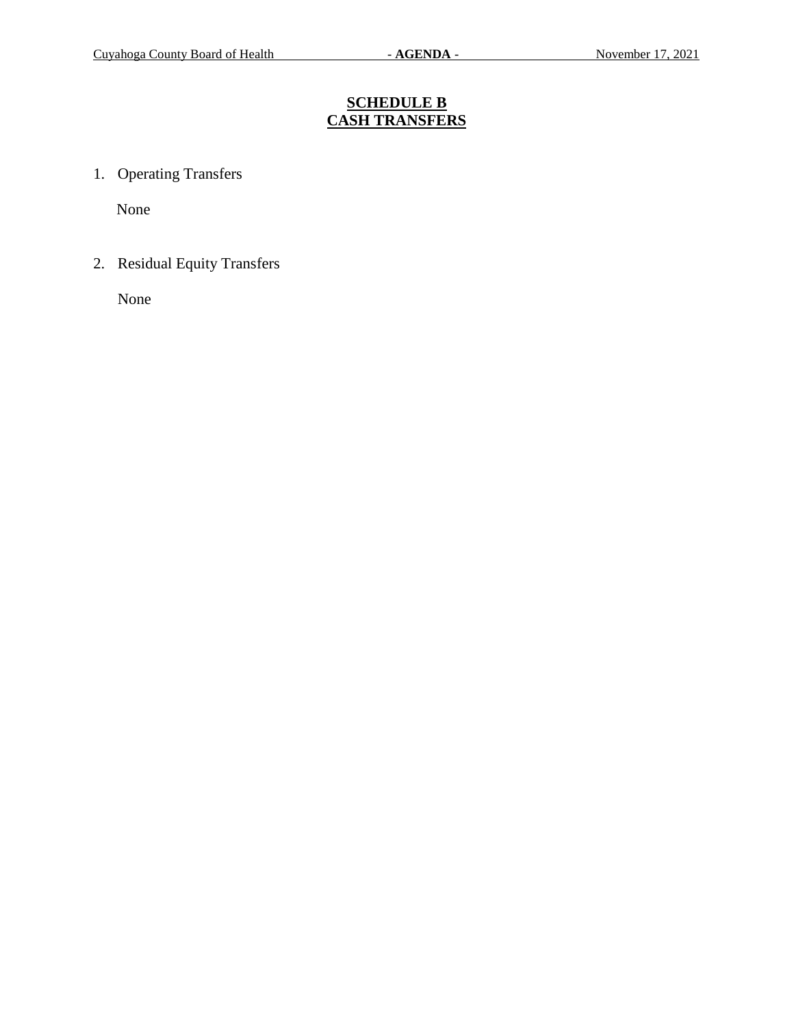## SCHEDULE B
## CASH TRANSFERS

1. Operating Transfers

   None

2. Residual Equity Transfers

   None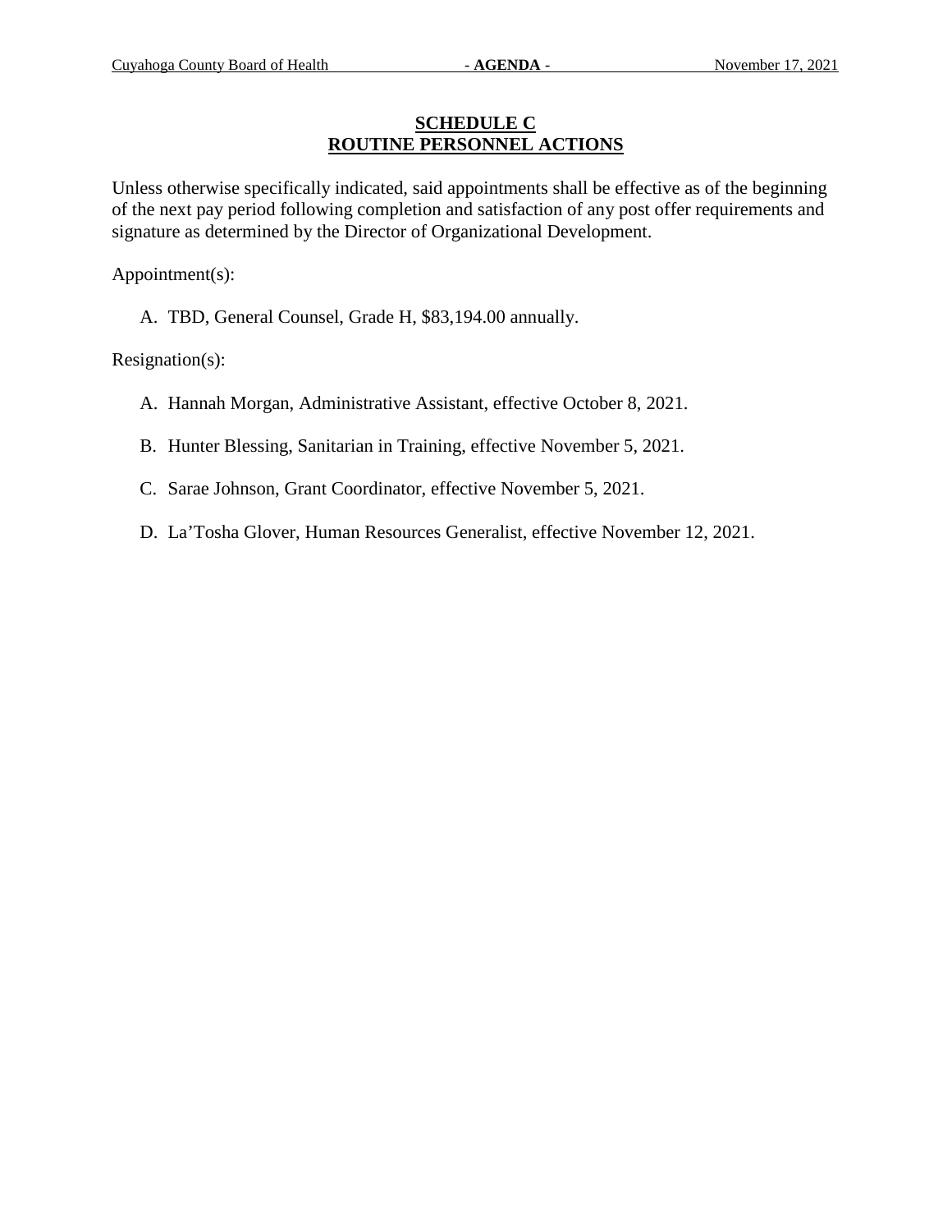## SCHEDULE C
## ROUTINE PERSONNEL ACTIONS

Unless otherwise specifically indicated, said appointments shall be effective as of the beginning of the next pay period following completion and satisfaction of any post offer requirements and signature as determined by the Director of Organizational Development.

Appointment(s):

A. TBD, General Counsel, Grade H, $83,194.00 annually.

Resignation(s):

A. Hannah Morgan, Administrative Assistant, effective October 8, 2021.

B. Hunter Blessing, Sanitarian in Training, effective November 5, 2021.

C. Sarae Johnson, Grant Coordinator, effective November 5, 2021.

D. La'Tosha Glover, Human Resources Generalist, effective November 12, 2021.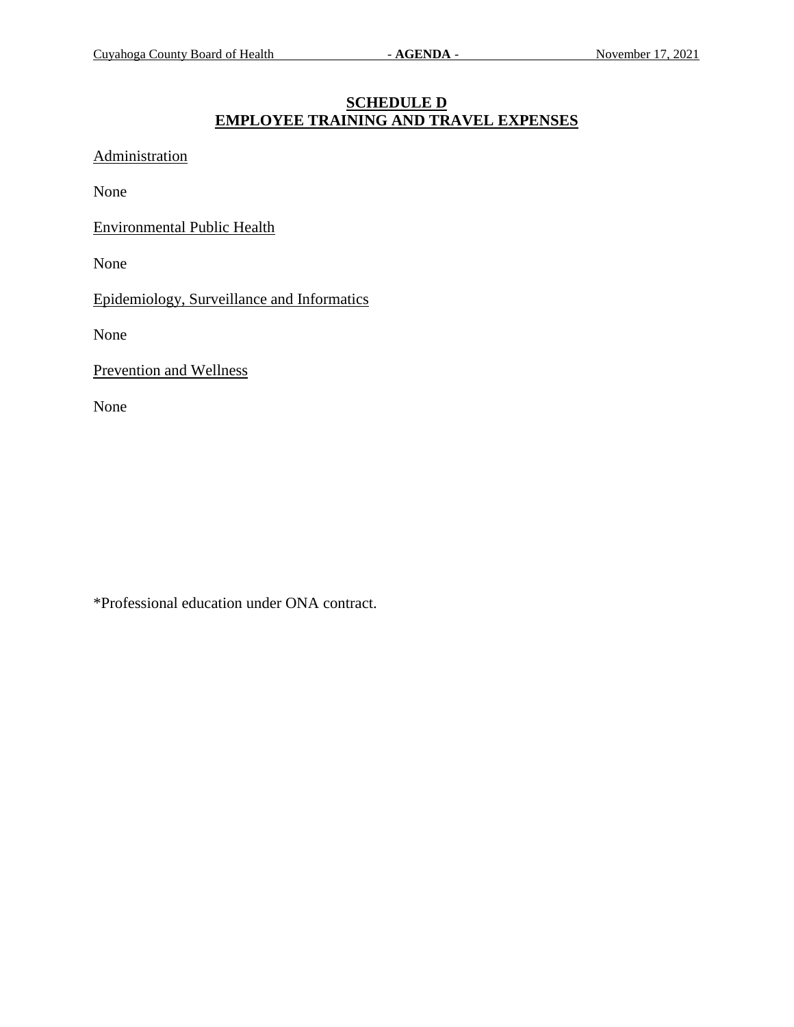# SCHEDULE D
# EMPLOYEE TRAINING AND TRAVEL EXPENSES

Administration

None

Environmental Public Health

None

Epidemiology, Surveillance and Informatics

None

Prevention and Wellness

None

*Professional education under ONA contract.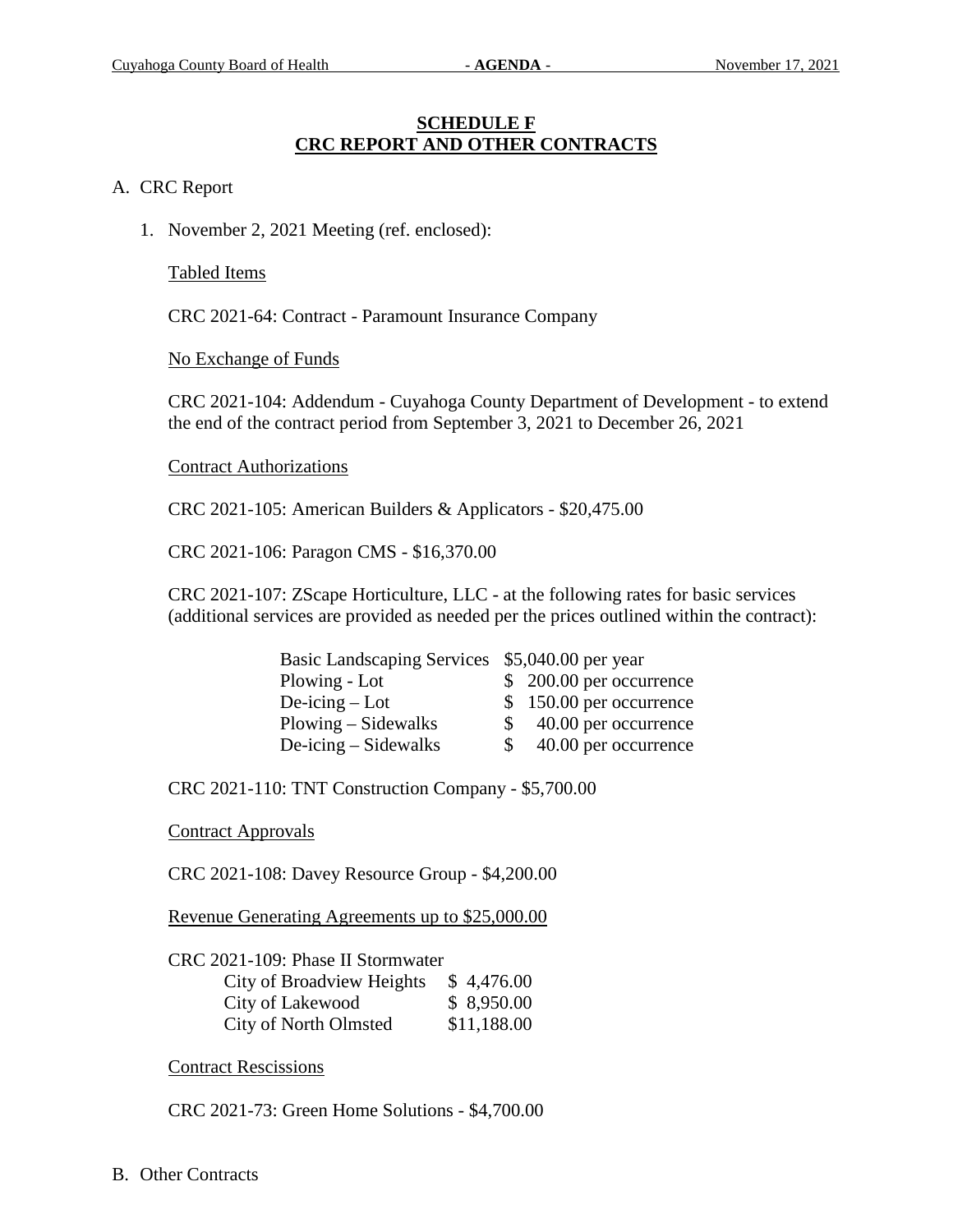## SCHEDULE F
## CRC REPORT AND OTHER CONTRACTS

A. CRC Report

1. November 2, 2021 Meeting (ref. enclosed):

   Tabled Items

   CRC 2021-64: Contract - Paramount Insurance Company

   No Exchange of Funds

   CRC 2021-104: Addendum - Cuyahoga County Department of Development - to extend the end of the contract period from September 3, 2021 to December 26, 2021

   Contract Authorizations

   CRC 2021-105: American Builders & Applicators - $20,475.00

   CRC 2021-106: Paragon CMS - $16,370.00

   CRC 2021-107: ZScape Horticulture, LLC - at the following rates for basic services (additional services are provided as needed per the prices outlined within the contract):

   | | |
   |---|---|
   | Basic Landscaping Services | $5,040.00 per year |
   | Plowing - Lot | $ 200.00 per occurrence |
   | De-icing – Lot | $ 150.00 per occurrence |
   | Plowing – Sidewalks | $ 40.00 per occurrence |
   | De-icing – Sidewalks | $ 40.00 per occurrence |

   CRC 2021-110: TNT Construction Company - $5,700.00

   Contract Approvals

   CRC 2021-108: Davey Resource Group - $4,200.00

   Revenue Generating Agreements up to $25,000.00

   CRC 2021-109: Phase II Stormwater

   | | |
   |---|---|
   | City of Broadview Heights | $ 4,476.00 |
   | City of Lakewood | $ 8,950.00 |
   | City of North Olmsted | $11,188.00 |

   Contract Rescissions

   CRC 2021-73: Green Home Solutions - $4,700.00

B. Other Contracts